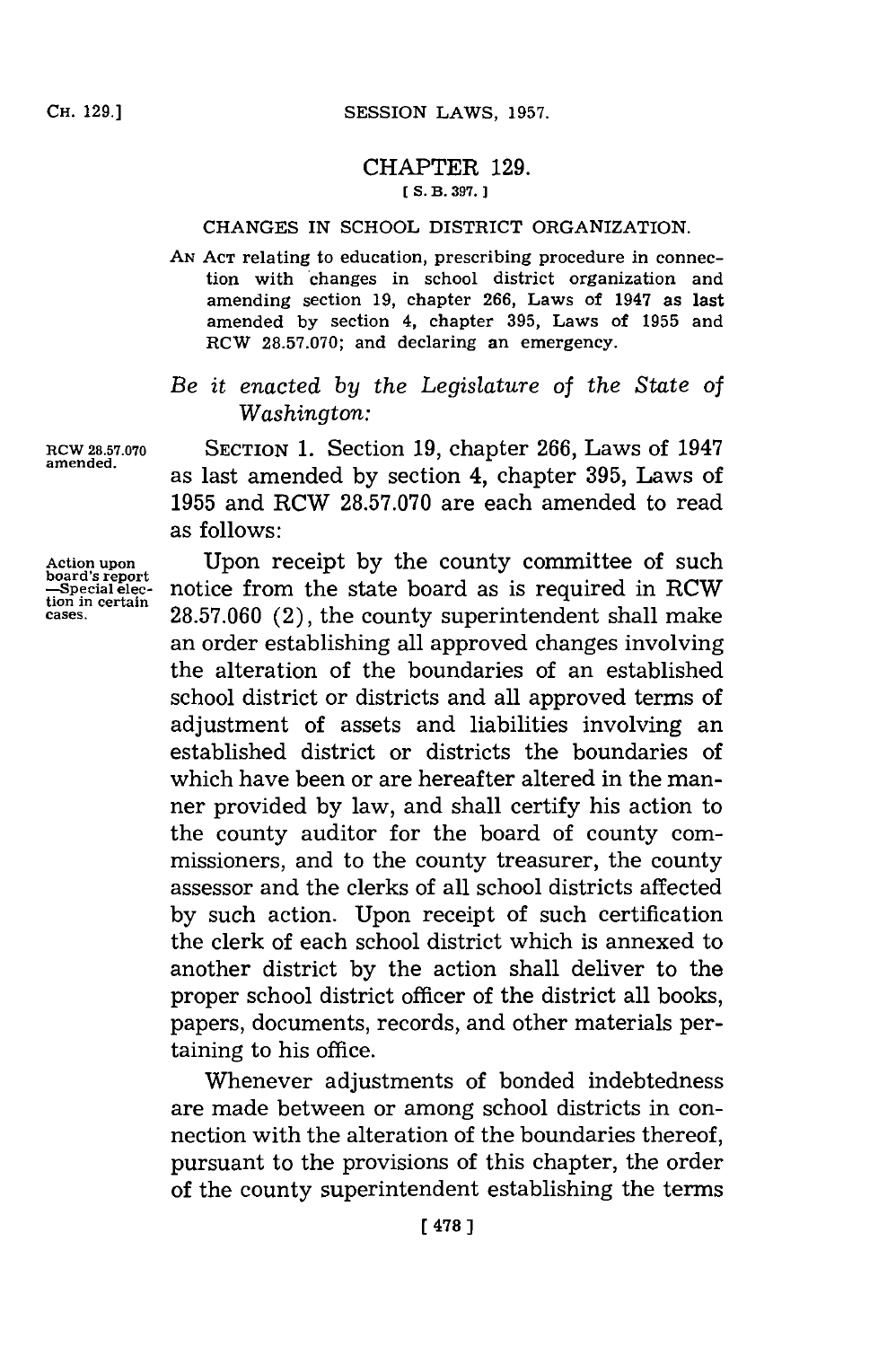# CHAPTER 129.

[ S. B. 397. ]

## CHANGES IN SCHOOL DISTRICT ORGANIZATION.

AN ACT relating to education, prescribing procedure in connection with changes in school district organization and amending section 19, chapter 266, Laws of 1947 as last amended by section 4, chapter 395, Laws of 1955 and RCW 28.57.070; and declaring an emergency.

*Be it enacted by the Legislature of the State of Washington:*

RCW 28.57.070 amended.

SECTION 1. Section 19, chapter 266, Laws of 1947 as last amended by section 4, chapter 395, Laws of 1955 and RCW 28.57.070 are each amended to read as follows:

Action upon board's report —Special election in certain cases.

Upon receipt by the county committee of such notice from the state board as is required in RCW 28.57.060 (2), the county superintendent shall make an order establishing all approved changes involving the alteration of the boundaries of an established school district or districts and all approved terms of adjustment of assets and liabilities involving an established district or districts the boundaries of which have been or are hereafter altered in the manner provided by law, and shall certify his action to the county auditor for the board of county commissioners, and to the county treasurer, the county assessor and the clerks of all school districts affected by such action. Upon receipt of such certification the clerk of each school district which is annexed to another district by the action shall deliver to the proper school district officer of the district all books, papers, documents, records, and other materials pertaining to his office.

Whenever adjustments of bonded indebtedness are made between or among school districts in connection with the alteration of the boundaries thereof, pursuant to the provisions of this chapter, the order of the county superintendent establishing the terms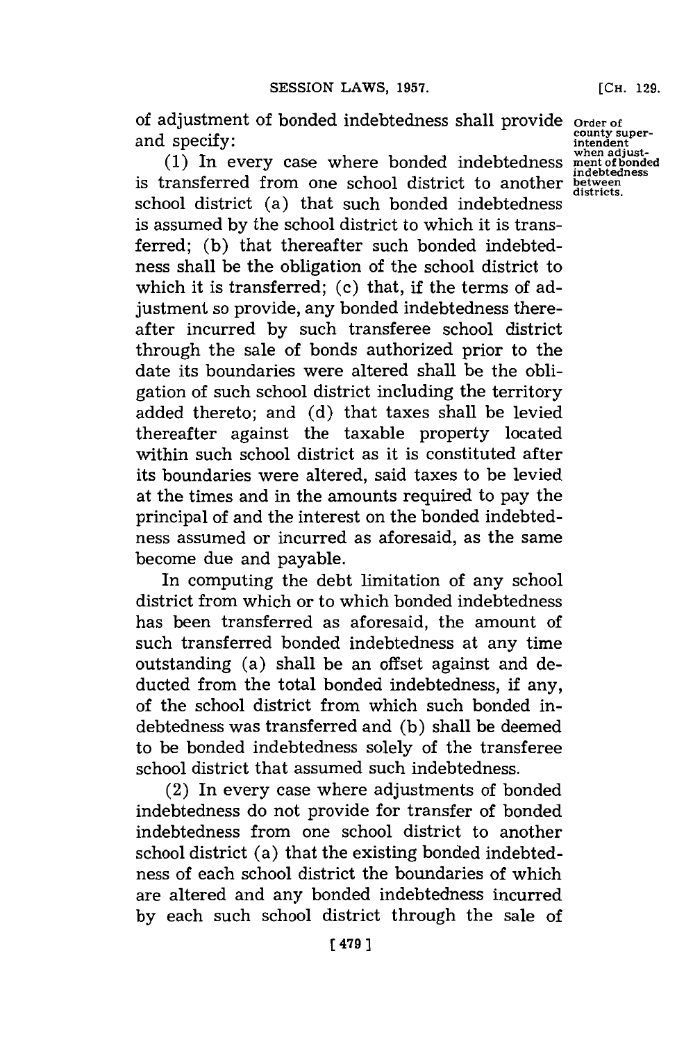of adjustment of bonded indebtedness shall provide and specify:

Order of county superintendent when adjustment of bonded indebtedness between districts.

(1) In every case where bonded indebtedness is transferred from one school district to another school district (a) that such bonded indebtedness is assumed by the school district to which it is transferred; (b) that thereafter such bonded indebtedness shall be the obligation of the school district to which it is transferred; (c) that, if the terms of adjustment so provide, any bonded indebtedness thereafter incurred by such transferee school district through the sale of bonds authorized prior to the date its boundaries were altered shall be the obligation of such school district including the territory added thereto; and (d) that taxes shall be levied thereafter against the taxable property located within such school district as it is constituted after its boundaries were altered, said taxes to be levied at the times and in the amounts required to pay the principal of and the interest on the bonded indebtedness assumed or incurred as aforesaid, as the same become due and payable.

In computing the debt limitation of any school district from which or to which bonded indebtedness has been transferred as aforesaid, the amount of such transferred bonded indebtedness at any time outstanding (a) shall be an offset against and deducted from the total bonded indebtedness, if any, of the school district from which such bonded indebtedness was transferred and (b) shall be deemed to be bonded indebtedness solely of the transferee school district that assumed such indebtedness.

(2) In every case where adjustments of bonded indebtedness do not provide for transfer of bonded indebtedness from one school district to another school district (a) that the existing bonded indebtedness of each school district the boundaries of which are altered and any bonded indebtedness incurred by each such school district through the sale of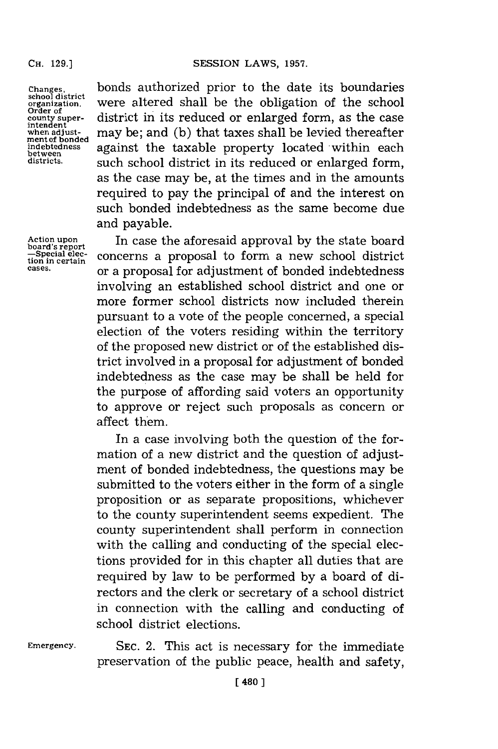Changes, school district organization. Order of county superintendent when adjustment of bonded indebtedness between districts.

bonds authorized prior to the date its boundaries were altered shall be the obligation of the school district in its reduced or enlarged form, as the case may be; and (b) that taxes shall be levied thereafter against the taxable property located within each such school district in its reduced or enlarged form, as the case may be, at the times and in the amounts required to pay the principal of and the interest on such bonded indebtedness as the same become due and payable.

Action upon board's report —Special election in certain cases.

In case the aforesaid approval by the state board concerns a proposal to form a new school district or a proposal for adjustment of bonded indebtedness involving an established school district and one or more former school districts now included therein pursuant to a vote of the people concerned, a special election of the voters residing within the territory of the proposed new district or of the established district involved in a proposal for adjustment of bonded indebtedness as the case may be shall be held for the purpose of affording said voters an opportunity to approve or reject such proposals as concern or affect them.

In a case involving both the question of the formation of a new district and the question of adjustment of bonded indebtedness, the questions may be submitted to the voters either in the form of a single proposition or as separate propositions, whichever to the county superintendent seems expedient. The county superintendent shall perform in connection with the calling and conducting of the special elections provided for in this chapter all duties that are required by law to be performed by a board of directors and the clerk or secretary of a school district in connection with the calling and conducting of school district elections.

Emergency.

SEC. 2. This act is necessary for the immediate preservation of the public peace, health and safety,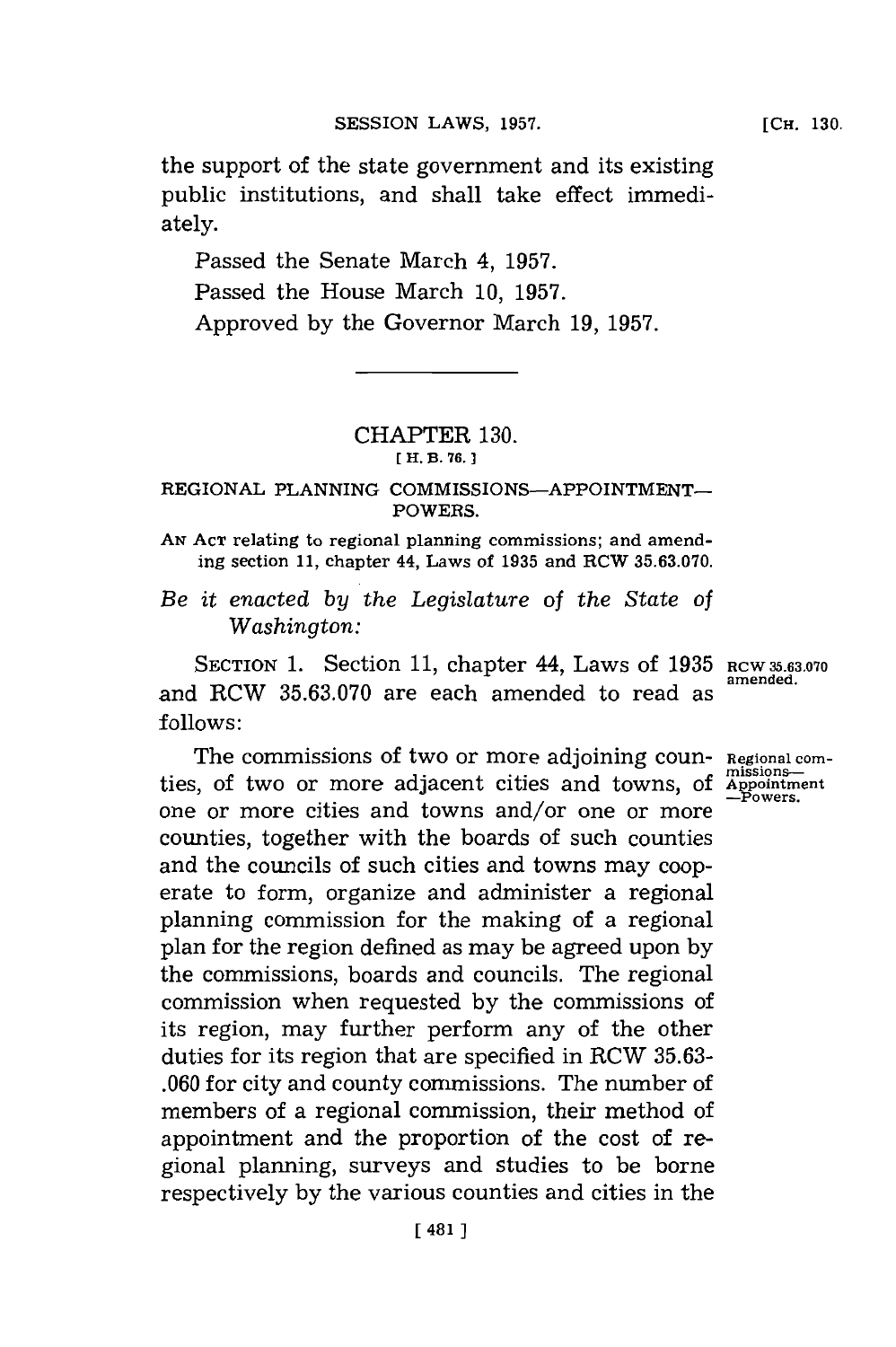the support of the state government and its existing public institutions, and shall take effect immediately.

Passed the Senate March 4, 1957.

Passed the House March 10, 1957.

Approved by the Governor March 19, 1957.

---

## CHAPTER 130.

[ H. B. 76. ]

### REGIONAL PLANNING COMMISSIONS—APPOINTMENT—POWERS.

AN ACT relating to regional planning commissions; and amending section 11, chapter 44, Laws of 1935 and RCW 35.63.070.

*Be it enacted by the Legislature of the State of Washington:*

SECTION 1. Section 11, chapter 44, Laws of 1935 and RCW 35.63.070 are each amended to read as follows:

RCW 35.63.070 amended.

The commissions of two or more adjoining counties, of two or more adjacent cities and towns, of one or more cities and towns and/or one or more counties, together with the boards of such counties and the councils of such cities and towns may cooperate to form, organize and administer a regional planning commission for the making of a regional plan for the region defined as may be agreed upon by the commissions, boards and councils. The regional commission when requested by the commissions of its region, may further perform any of the other duties for its region that are specified in RCW 35.63-.060 for city and county commissions. The number of members of a regional commission, their method of appointment and the proportion of the cost of regional planning, surveys and studies to be borne respectively by the various counties and cities in the

Regional commissions—Appointment—Powers.